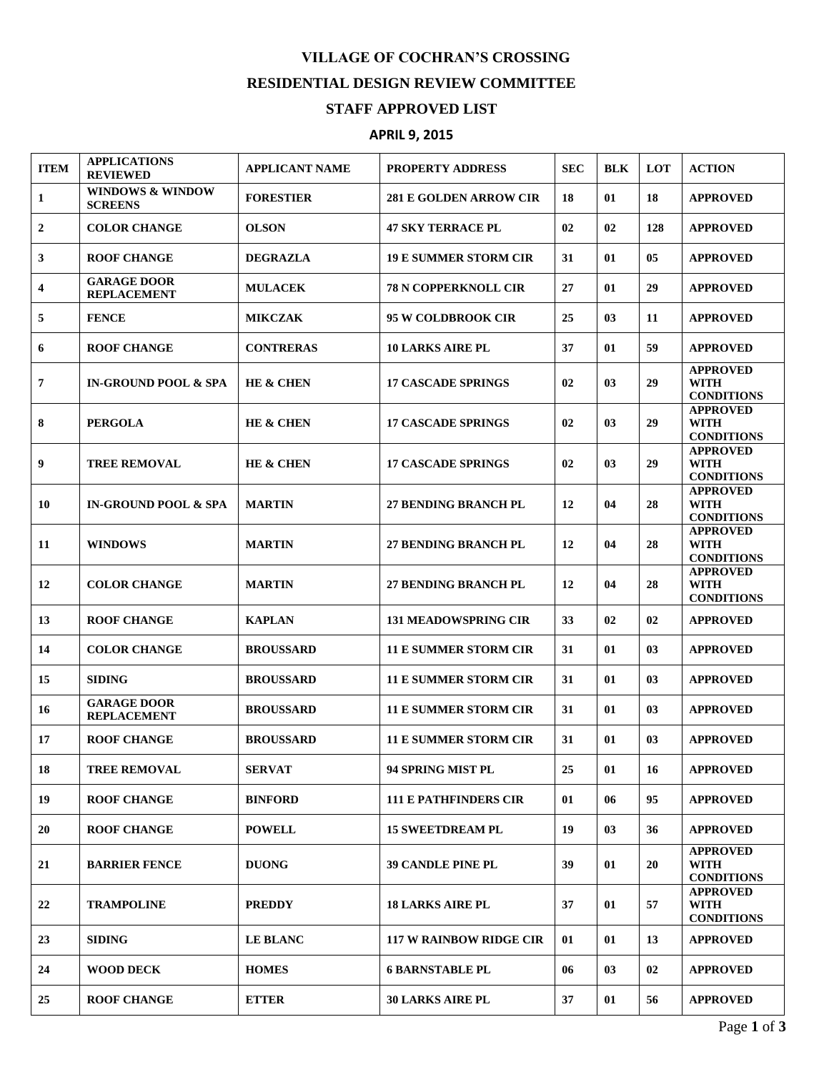# VILLAGE OF COCHRAN'S CROSSING

## RESIDENTIAL DESIGN REVIEW COMMITTEE

## STAFF APPROVED LIST

### APRIL 9, 2015

| ITEM | APPLICATIONS REVIEWED | APPLICANT NAME | PROPERTY ADDRESS | SEC | BLK | LOT | ACTION |
|---|---|---|---|---|---|---|---|
| 1 | WINDOWS & WINDOW SCREENS | FORESTIER | 281 E GOLDEN ARROW CIR | 18 | 01 | 18 | APPROVED |
| 2 | COLOR CHANGE | OLSON | 47 SKY TERRACE PL | 02 | 02 | 128 | APPROVED |
| 3 | ROOF CHANGE | DEGRAZLA | 19 E SUMMER STORM CIR | 31 | 01 | 05 | APPROVED |
| 4 | GARAGE DOOR REPLACEMENT | MULACEK | 78 N COPPERKNOLL CIR | 27 | 01 | 29 | APPROVED |
| 5 | FENCE | MIKCZAK | 95 W COLDBROOK CIR | 25 | 03 | 11 | APPROVED |
| 6 | ROOF CHANGE | CONTRERAS | 10 LARKS AIRE PL | 37 | 01 | 59 | APPROVED |
| 7 | IN-GROUND POOL & SPA | HE & CHEN | 17 CASCADE SPRINGS | 02 | 03 | 29 | APPROVED WITH CONDITIONS |
| 8 | PERGOLA | HE & CHEN | 17 CASCADE SPRINGS | 02 | 03 | 29 | APPROVED WITH CONDITIONS |
| 9 | TREE REMOVAL | HE & CHEN | 17 CASCADE SPRINGS | 02 | 03 | 29 | APPROVED WITH CONDITIONS |
| 10 | IN-GROUND POOL & SPA | MARTIN | 27 BENDING BRANCH PL | 12 | 04 | 28 | APPROVED WITH CONDITIONS |
| 11 | WINDOWS | MARTIN | 27 BENDING BRANCH PL | 12 | 04 | 28 | APPROVED WITH CONDITIONS |
| 12 | COLOR CHANGE | MARTIN | 27 BENDING BRANCH PL | 12 | 04 | 28 | APPROVED WITH CONDITIONS |
| 13 | ROOF CHANGE | KAPLAN | 131 MEADOWSPRING CIR | 33 | 02 | 02 | APPROVED |
| 14 | COLOR CHANGE | BROUSSARD | 11 E SUMMER STORM CIR | 31 | 01 | 03 | APPROVED |
| 15 | SIDING | BROUSSARD | 11 E SUMMER STORM CIR | 31 | 01 | 03 | APPROVED |
| 16 | GARAGE DOOR REPLACEMENT | BROUSSARD | 11 E SUMMER STORM CIR | 31 | 01 | 03 | APPROVED |
| 17 | ROOF CHANGE | BROUSSARD | 11 E SUMMER STORM CIR | 31 | 01 | 03 | APPROVED |
| 18 | TREE REMOVAL | SERVAT | 94 SPRING MIST PL | 25 | 01 | 16 | APPROVED |
| 19 | ROOF CHANGE | BINFORD | 111 E PATHFINDERS CIR | 01 | 06 | 95 | APPROVED |
| 20 | ROOF CHANGE | POWELL | 15 SWEETDREAM PL | 19 | 03 | 36 | APPROVED |
| 21 | BARRIER FENCE | DUONG | 39 CANDLE PINE PL | 39 | 01 | 20 | APPROVED WITH CONDITIONS |
| 22 | TRAMPOLINE | PREDDY | 18 LARKS AIRE PL | 37 | 01 | 57 | APPROVED WITH CONDITIONS |
| 23 | SIDING | LE BLANC | 117 W RAINBOW RIDGE CIR | 01 | 01 | 13 | APPROVED |
| 24 | WOOD DECK | HOMES | 6 BARNSTABLE PL | 06 | 03 | 02 | APPROVED |
| 25 | ROOF CHANGE | ETTER | 30 LARKS AIRE PL | 37 | 01 | 56 | APPROVED |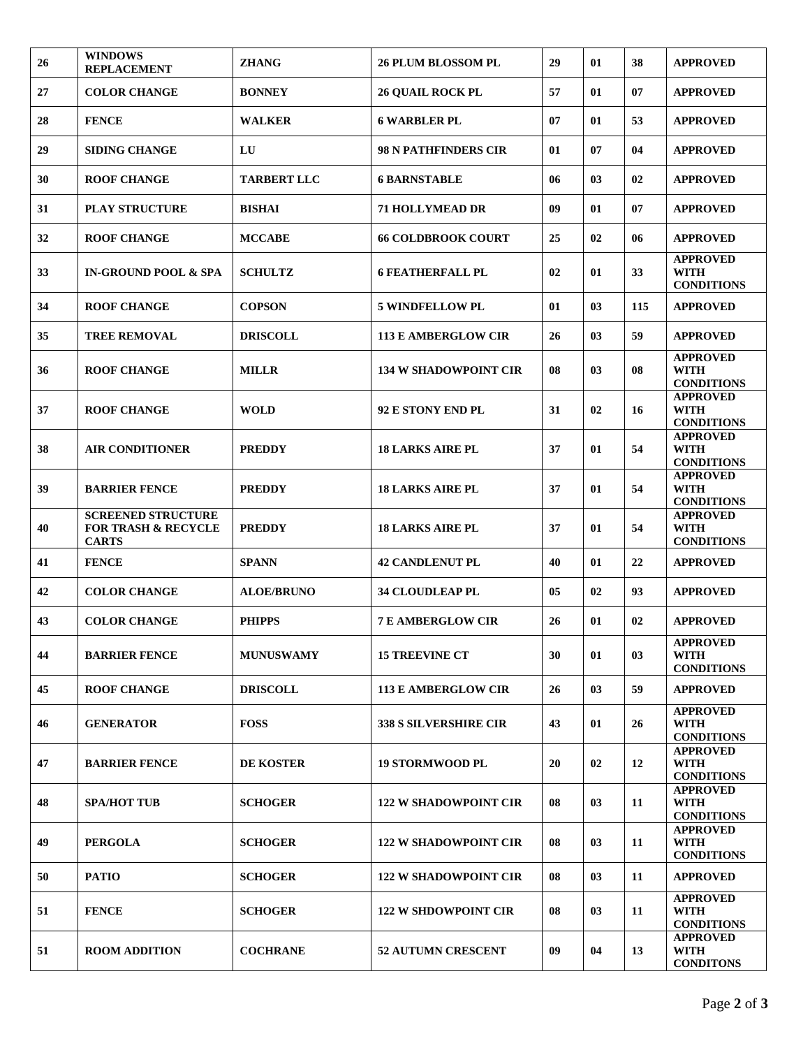| 26 | WINDOWS REPLACEMENT | ZHANG | 26 PLUM BLOSSOM PL | 29 | 01 | 38 | APPROVED |
|---|---|---|---|---|---|---|---|
| 27 | COLOR CHANGE | BONNEY | 26 QUAIL ROCK PL | 57 | 01 | 07 | APPROVED |
| 28 | FENCE | WALKER | 6 WARBLER PL | 07 | 01 | 53 | APPROVED |
| 29 | SIDING CHANGE | LU | 98 N PATHFINDERS CIR | 01 | 07 | 04 | APPROVED |
| 30 | ROOF CHANGE | TARBERT LLC | 6 BARNSTABLE | 06 | 03 | 02 | APPROVED |
| 31 | PLAY STRUCTURE | BISHAI | 71 HOLLYMEAD DR | 09 | 01 | 07 | APPROVED |
| 32 | ROOF CHANGE | MCCABE | 66 COLDBROOK COURT | 25 | 02 | 06 | APPROVED |
| 33 | IN-GROUND POOL & SPA | SCHULTZ | 6 FEATHERFALL PL | 02 | 01 | 33 | APPROVED WITH CONDITIONS |
| 34 | ROOF CHANGE | COPSON | 5 WINDFELLOW PL | 01 | 03 | 115 | APPROVED |
| 35 | TREE REMOVAL | DRISCOLL | 113 E AMBERGLOW CIR | 26 | 03 | 59 | APPROVED |
| 36 | ROOF CHANGE | MILLR | 134 W SHADOWPOINT CIR | 08 | 03 | 08 | APPROVED WITH CONDITIONS |
| 37 | ROOF CHANGE | WOLD | 92 E STONY END PL | 31 | 02 | 16 | APPROVED WITH CONDITIONS |
| 38 | AIR CONDITIONER | PREDDY | 18 LARKS AIRE PL | 37 | 01 | 54 | APPROVED WITH CONDITIONS |
| 39 | BARRIER FENCE | PREDDY | 18 LARKS AIRE PL | 37 | 01 | 54 | APPROVED WITH CONDITIONS |
| 40 | SCREENED STRUCTURE FOR TRASH & RECYCLE CARTS | PREDDY | 18 LARKS AIRE PL | 37 | 01 | 54 | APPROVED WITH CONDITIONS |
| 41 | FENCE | SPANN | 42 CANDLENUT PL | 40 | 01 | 22 | APPROVED |
| 42 | COLOR CHANGE | ALOE/BRUNO | 34 CLOUDLEAP PL | 05 | 02 | 93 | APPROVED |
| 43 | COLOR CHANGE | PHIPPS | 7 E AMBERGLOW CIR | 26 | 01 | 02 | APPROVED |
| 44 | BARRIER FENCE | MUNUSWAMY | 15 TREEVINE CT | 30 | 01 | 03 | APPROVED WITH CONDITIONS |
| 45 | ROOF CHANGE | DRISCOLL | 113 E AMBERGLOW CIR | 26 | 03 | 59 | APPROVED |
| 46 | GENERATOR | FOSS | 338 S SILVERSHIRE CIR | 43 | 01 | 26 | APPROVED WITH CONDITIONS |
| 47 | BARRIER FENCE | DE KOSTER | 19 STORMWOOD PL | 20 | 02 | 12 | APPROVED WITH CONDITIONS |
| 48 | SPA/HOT TUB | SCHOGER | 122 W SHADOWPOINT CIR | 08 | 03 | 11 | APPROVED WITH CONDITIONS |
| 49 | PERGOLA | SCHOGER | 122 W SHADOWPOINT CIR | 08 | 03 | 11 | APPROVED WITH CONDITIONS |
| 50 | PATIO | SCHOGER | 122 W SHADOWPOINT CIR | 08 | 03 | 11 | APPROVED |
| 51 | FENCE | SCHOGER | 122 W SHDOWPOINT CIR | 08 | 03 | 11 | APPROVED WITH CONDITIONS |
| 51 | ROOM ADDITION | COCHRANE | 52 AUTUMN CRESCENT | 09 | 04 | 13 | APPROVED WITH CONDITONS |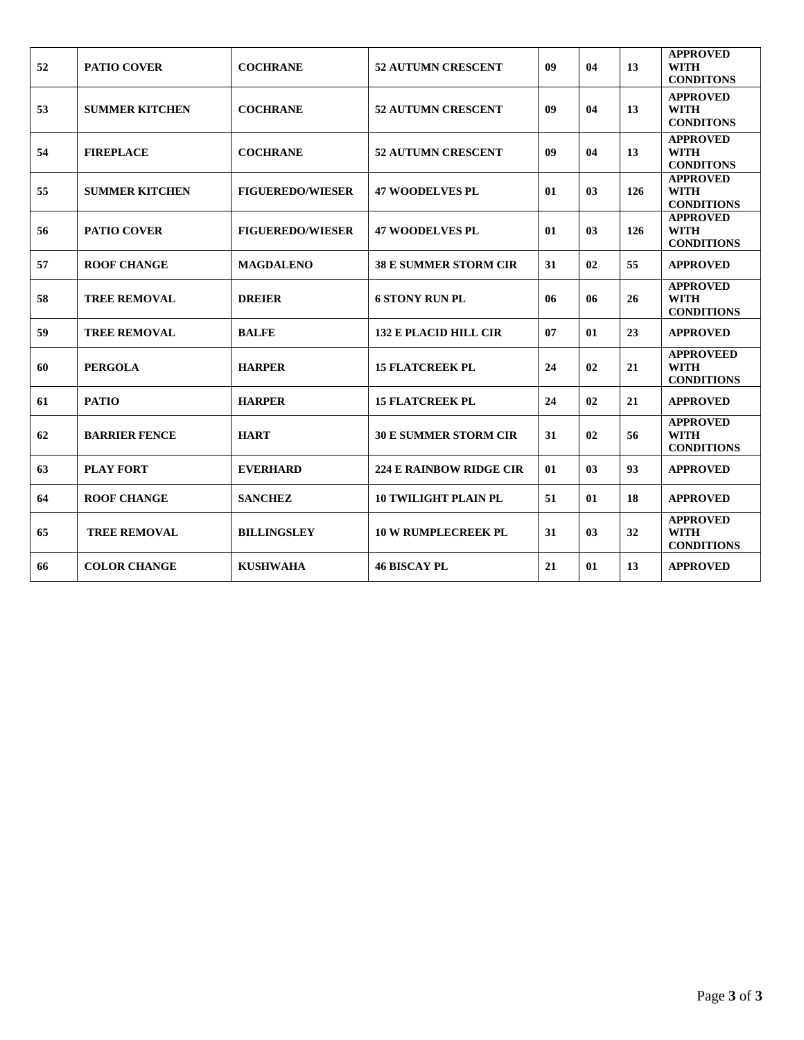| | | | | | | | |
|---|---|---|---|---|---|---|---|
| 52 | PATIO COVER | COCHRANE | 52 AUTUMN CRESCENT | 09 | 04 | 13 | APPROVED WITH CONDITONS |
| 53 | SUMMER KITCHEN | COCHRANE | 52 AUTUMN CRESCENT | 09 | 04 | 13 | APPROVED WITH CONDITONS |
| 54 | FIREPLACE | COCHRANE | 52 AUTUMN CRESCENT | 09 | 04 | 13 | APPROVED WITH CONDITONS |
| 55 | SUMMER KITCHEN | FIGUEREDO/WIESER | 47 WOODELVES PL | 01 | 03 | 126 | APPROVED WITH CONDITIONS |
| 56 | PATIO COVER | FIGUEREDO/WIESER | 47 WOODELVES PL | 01 | 03 | 126 | APPROVED WITH CONDITIONS |
| 57 | ROOF CHANGE | MAGDALENO | 38 E SUMMER STORM CIR | 31 | 02 | 55 | APPROVED |
| 58 | TREE REMOVAL | DREIER | 6 STONY RUN PL | 06 | 06 | 26 | APPROVED WITH CONDITIONS |
| 59 | TREE REMOVAL | BALFE | 132 E PLACID HILL CIR | 07 | 01 | 23 | APPROVED |
| 60 | PERGOLA | HARPER | 15 FLATCREEK PL | 24 | 02 | 21 | APPROVEED WITH CONDITIONS |
| 61 | PATIO | HARPER | 15 FLATCREEK PL | 24 | 02 | 21 | APPROVED |
| 62 | BARRIER FENCE | HART | 30 E SUMMER STORM CIR | 31 | 02 | 56 | APPROVED WITH CONDITIONS |
| 63 | PLAY FORT | EVERHARD | 224 E RAINBOW RIDGE CIR | 01 | 03 | 93 | APPROVED |
| 64 | ROOF CHANGE | SANCHEZ | 10 TWILIGHT PLAIN PL | 51 | 01 | 18 | APPROVED |
| 65 | TREE REMOVAL | BILLINGSLEY | 10 W RUMPLECREEK PL | 31 | 03 | 32 | APPROVED WITH CONDITIONS |
| 66 | COLOR CHANGE | KUSHWAHA | 46 BISCAY PL | 21 | 01 | 13 | APPROVED |